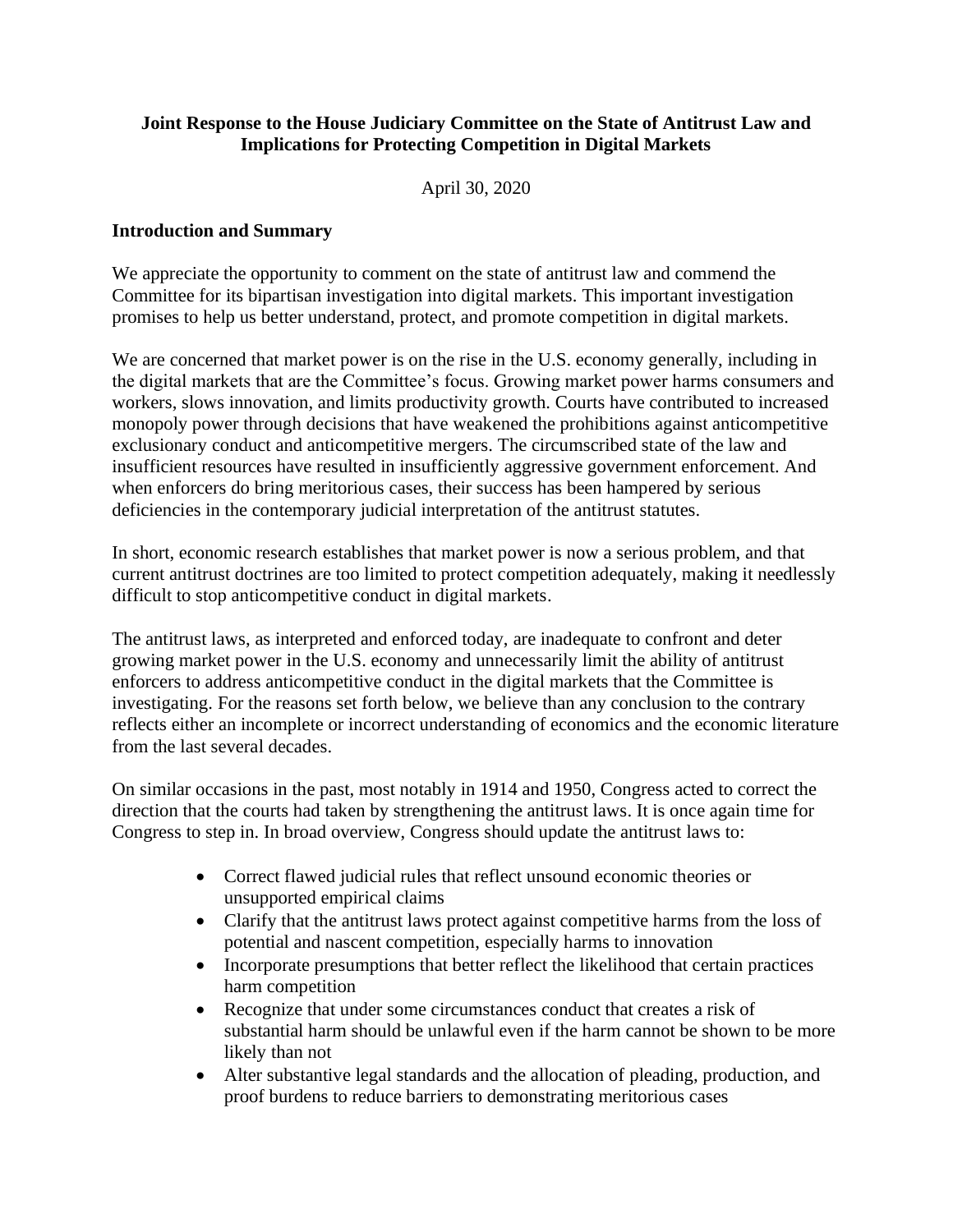**Joint Response to the House Judiciary Committee on the State of Antitrust Law and Implications for Protecting Competition in Digital Markets**

April 30, 2020

### Introduction and Summary

We appreciate the opportunity to comment on the state of antitrust law and commend the Committee for its bipartisan investigation into digital markets. This important investigation promises to help us better understand, protect, and promote competition in digital markets.

We are concerned that market power is on the rise in the U.S. economy generally, including in the digital markets that are the Committee's focus. Growing market power harms consumers and workers, slows innovation, and limits productivity growth. Courts have contributed to increased monopoly power through decisions that have weakened the prohibitions against anticompetitive exclusionary conduct and anticompetitive mergers. The circumscribed state of the law and insufficient resources have resulted in insufficiently aggressive government enforcement. And when enforcers do bring meritorious cases, their success has been hampered by serious deficiencies in the contemporary judicial interpretation of the antitrust statutes.

In short, economic research establishes that market power is now a serious problem, and that current antitrust doctrines are too limited to protect competition adequately, making it needlessly difficult to stop anticompetitive conduct in digital markets.

The antitrust laws, as interpreted and enforced today, are inadequate to confront and deter growing market power in the U.S. economy and unnecessarily limit the ability of antitrust enforcers to address anticompetitive conduct in the digital markets that the Committee is investigating. For the reasons set forth below, we believe than any conclusion to the contrary reflects either an incomplete or incorrect understanding of economics and the economic literature from the last several decades.

On similar occasions in the past, most notably in 1914 and 1950, Congress acted to correct the direction that the courts had taken by strengthening the antitrust laws. It is once again time for Congress to step in. In broad overview, Congress should update the antitrust laws to:

- Correct flawed judicial rules that reflect unsound economic theories or unsupported empirical claims
- Clarify that the antitrust laws protect against competitive harms from the loss of potential and nascent competition, especially harms to innovation
- Incorporate presumptions that better reflect the likelihood that certain practices harm competition
- Recognize that under some circumstances conduct that creates a risk of substantial harm should be unlawful even if the harm cannot be shown to be more likely than not
- Alter substantive legal standards and the allocation of pleading, production, and proof burdens to reduce barriers to demonstrating meritorious cases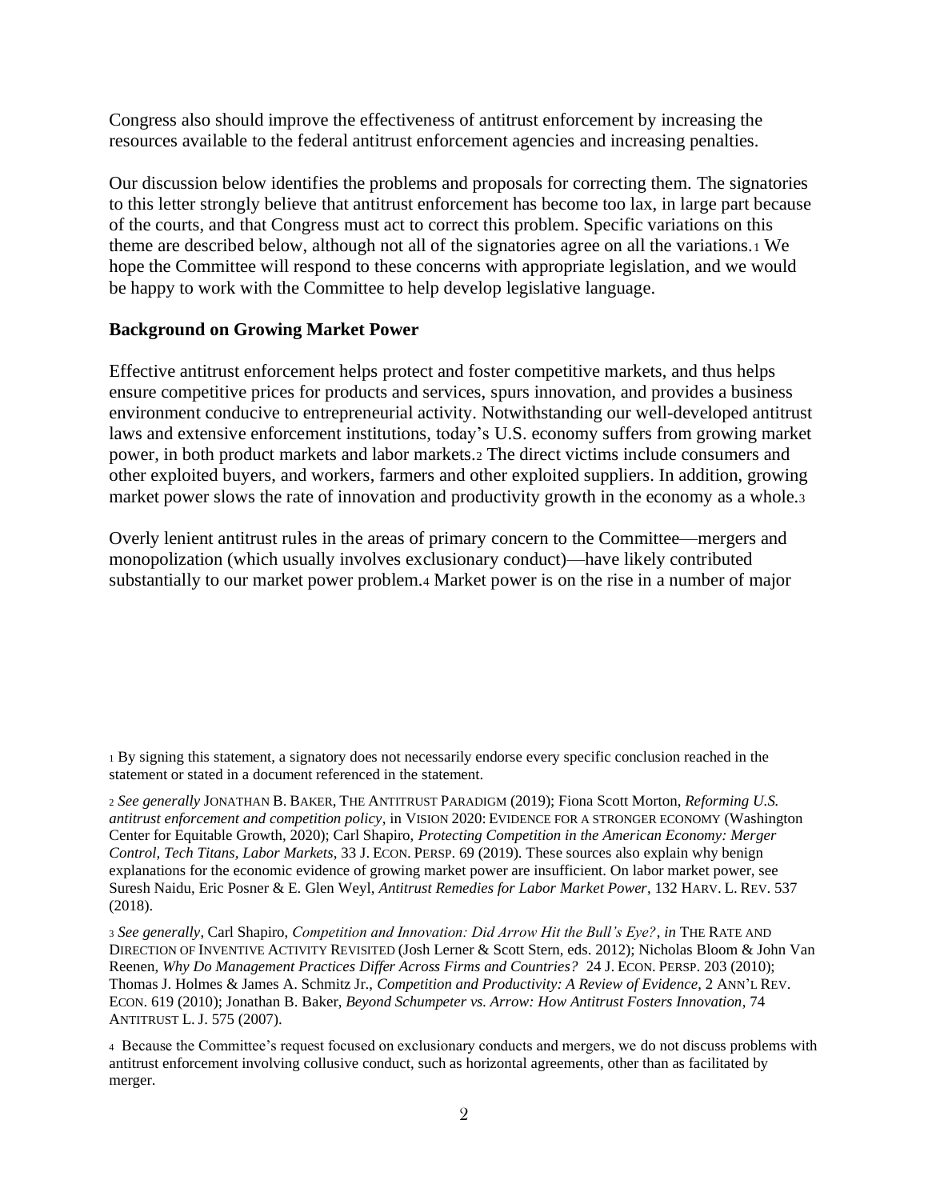Congress also should improve the effectiveness of antitrust enforcement by increasing the resources available to the federal antitrust enforcement agencies and increasing penalties.

Our discussion below identifies the problems and proposals for correcting them. The signatories to this letter strongly believe that antitrust enforcement has become too lax, in large part because of the courts, and that Congress must act to correct this problem. Specific variations on this theme are described below, although not all of the signatories agree on all the variations.[1] We hope the Committee will respond to these concerns with appropriate legislation, and we would be happy to work with the Committee to help develop legislative language.

**Background on Growing Market Power**

Effective antitrust enforcement helps protect and foster competitive markets, and thus helps ensure competitive prices for products and services, spurs innovation, and provides a business environment conducive to entrepreneurial activity. Notwithstanding our well-developed antitrust laws and extensive enforcement institutions, today's U.S. economy suffers from growing market power, in both product markets and labor markets.[2] The direct victims include consumers and other exploited buyers, and workers, farmers and other exploited suppliers. In addition, growing market power slows the rate of innovation and productivity growth in the economy as a whole.[3]

Overly lenient antitrust rules in the areas of primary concern to the Committee—mergers and monopolization (which usually involves exclusionary conduct)—have likely contributed substantially to our market power problem.[4] Market power is on the rise in a number of major

[1] By signing this statement, a signatory does not necessarily endorse every specific conclusion reached in the statement or stated in a document referenced in the statement.

[2] *See generally* JONATHAN B. BAKER, THE ANTITRUST PARADIGM (2019); Fiona Scott Morton, *Reforming U.S. antitrust enforcement and competition policy*, in VISION 2020: EVIDENCE FOR A STRONGER ECONOMY (Washington Center for Equitable Growth, 2020); Carl Shapiro, *Protecting Competition in the American Economy: Merger Control, Tech Titans, Labor Markets*, 33 J. ECON. PERSP. 69 (2019). These sources also explain why benign explanations for the economic evidence of growing market power are insufficient. On labor market power, see Suresh Naidu, Eric Posner & E. Glen Weyl, *Antitrust Remedies for Labor Market Power*, 132 HARV. L. REV. 537 (2018).

[3] *See generally*, Carl Shapiro, *Competition and Innovation: Did Arrow Hit the Bull's Eye?*, *in* THE RATE AND DIRECTION OF INVENTIVE ACTIVITY REVISITED (Josh Lerner & Scott Stern, eds. 2012); Nicholas Bloom & John Van Reenen, *Why Do Management Practices Differ Across Firms and Countries?* 24 J. ECON. PERSP. 203 (2010); Thomas J. Holmes & James A. Schmitz Jr., *Competition and Productivity: A Review of Evidence*, 2 ANN'L REV. ECON. 619 (2010); Jonathan B. Baker, *Beyond Schumpeter vs. Arrow: How Antitrust Fosters Innovation*, 74 ANTITRUST L. J. 575 (2007).

[4] Because the Committee's request focused on exclusionary conducts and mergers, we do not discuss problems with antitrust enforcement involving collusive conduct, such as horizontal agreements, other than as facilitated by merger.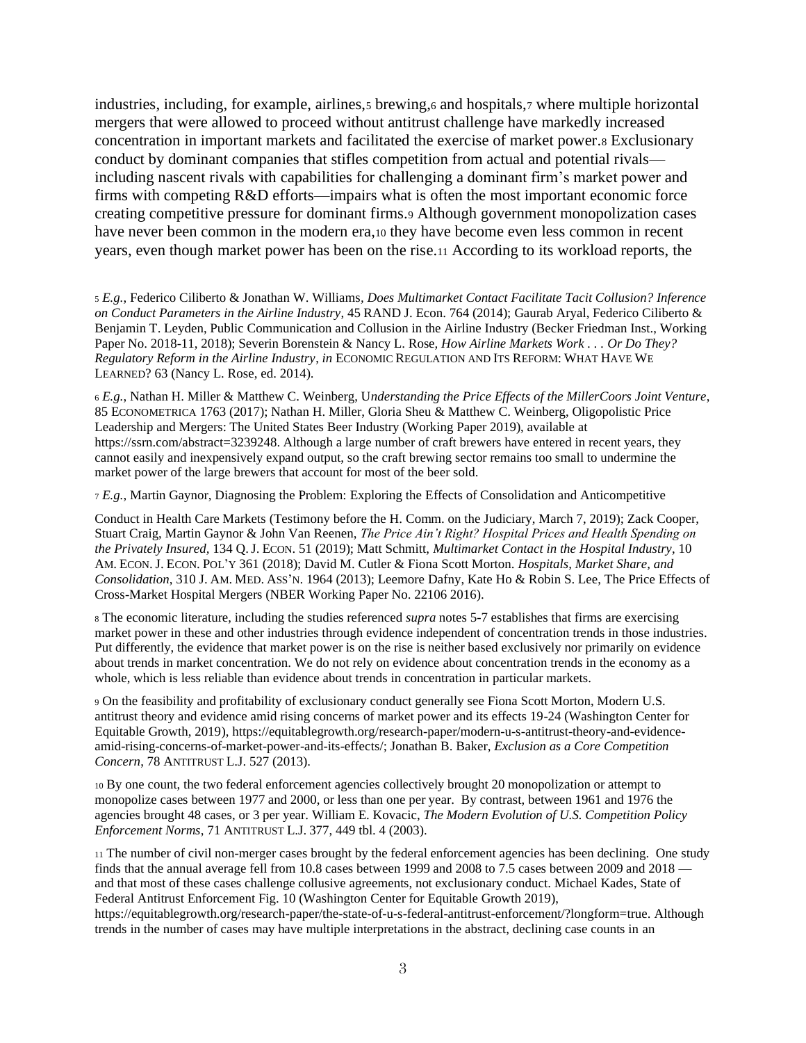industries, including, for example, airlines,[5] brewing,[6] and hospitals,[7] where multiple horizontal mergers that were allowed to proceed without antitrust challenge have markedly increased concentration in important markets and facilitated the exercise of market power.[8] Exclusionary conduct by dominant companies that stifles competition from actual and potential rivals—including nascent rivals with capabilities for challenging a dominant firm's market power and firms with competing R&D efforts—impairs what is often the most important economic force creating competitive pressure for dominant firms.[9] Although government monopolization cases have never been common in the modern era,[10] they have become even less common in recent years, even though market power has been on the rise.[11] According to its workload reports, the

[5] *E.g.*, Federico Ciliberto & Jonathan W. Williams, *Does Multimarket Contact Facilitate Tacit Collusion? Inference on Conduct Parameters in the Airline Industry*, 45 RAND J. Econ. 764 (2014); Gaurab Aryal, Federico Ciliberto & Benjamin T. Leyden, Public Communication and Collusion in the Airline Industry (Becker Friedman Inst., Working Paper No. 2018-11, 2018); Severin Borenstein & Nancy L. Rose, *How Airline Markets Work . . . Or Do They? Regulatory Reform in the Airline Industry*, *in* ECONOMIC REGULATION AND ITS REFORM: WHAT HAVE WE LEARNED? 63 (Nancy L. Rose, ed. 2014).

[6] *E.g.,* Nathan H. Miller & Matthew C. Weinberg, U*nderstanding the Price Effects of the MillerCoors Joint Venture*, 85 ECONOMETRICA 1763 (2017); Nathan H. Miller, Gloria Sheu & Matthew C. Weinberg, Oligopolistic Price Leadership and Mergers: The United States Beer Industry (Working Paper 2019), available at https://ssrn.com/abstract=3239248. Although a large number of craft brewers have entered in recent years, they cannot easily and inexpensively expand output, so the craft brewing sector remains too small to undermine the market power of the large brewers that account for most of the beer sold.

[7] *E.g.*, Martin Gaynor, Diagnosing the Problem: Exploring the Effects of Consolidation and Anticompetitive Conduct in Health Care Markets (Testimony before the H. Comm. on the Judiciary, March 7, 2019); Zack Cooper, Stuart Craig, Martin Gaynor & John Van Reenen, *The Price Ain't Right? Hospital Prices and Health Spending on the Privately Insured*, 134 Q. J. ECON. 51 (2019); Matt Schmitt, *Multimarket Contact in the Hospital Industry*, 10 AM. ECON. J. ECON. POL'Y 361 (2018); David M. Cutler & Fiona Scott Morton. *Hospitals, Market Share, and Consolidation,* 310 J. AM. MED. ASS'N. 1964 (2013); Leemore Dafny, Kate Ho & Robin S. Lee, The Price Effects of Cross-Market Hospital Mergers (NBER Working Paper No. 22106 2016).

[8] The economic literature, including the studies referenced *supra* notes 5-7 establishes that firms are exercising market power in these and other industries through evidence independent of concentration trends in those industries. Put differently, the evidence that market power is on the rise is neither based exclusively nor primarily on evidence about trends in market concentration. We do not rely on evidence about concentration trends in the economy as a whole, which is less reliable than evidence about trends in concentration in particular markets.

[9] On the feasibility and profitability of exclusionary conduct generally see Fiona Scott Morton, Modern U.S. antitrust theory and evidence amid rising concerns of market power and its effects 19-24 (Washington Center for Equitable Growth, 2019), https://equitablegrowth.org/research-paper/modern-u-s-antitrust-theory-and-evidence-amid-rising-concerns-of-market-power-and-its-effects/; Jonathan B. Baker, *Exclusion as a Core Competition Concern*, 78 ANTITRUST L.J. 527 (2013).

[10] By one count, the two federal enforcement agencies collectively brought 20 monopolization or attempt to monopolize cases between 1977 and 2000, or less than one per year. By contrast, between 1961 and 1976 the agencies brought 48 cases, or 3 per year. William E. Kovacic, *The Modern Evolution of U.S. Competition Policy Enforcement Norms*, 71 ANTITRUST L.J. 377, 449 tbl. 4 (2003).

[11] The number of civil non-merger cases brought by the federal enforcement agencies has been declining. One study finds that the annual average fell from 10.8 cases between 1999 and 2008 to 7.5 cases between 2009 and 2018 — and that most of these cases challenge collusive agreements, not exclusionary conduct. Michael Kades, State of Federal Antitrust Enforcement Fig. 10 (Washington Center for Equitable Growth 2019), https://equitablegrowth.org/research-paper/the-state-of-u-s-federal-antitrust-enforcement/?longform=true. Although trends in the number of cases may have multiple interpretations in the abstract, declining case counts in an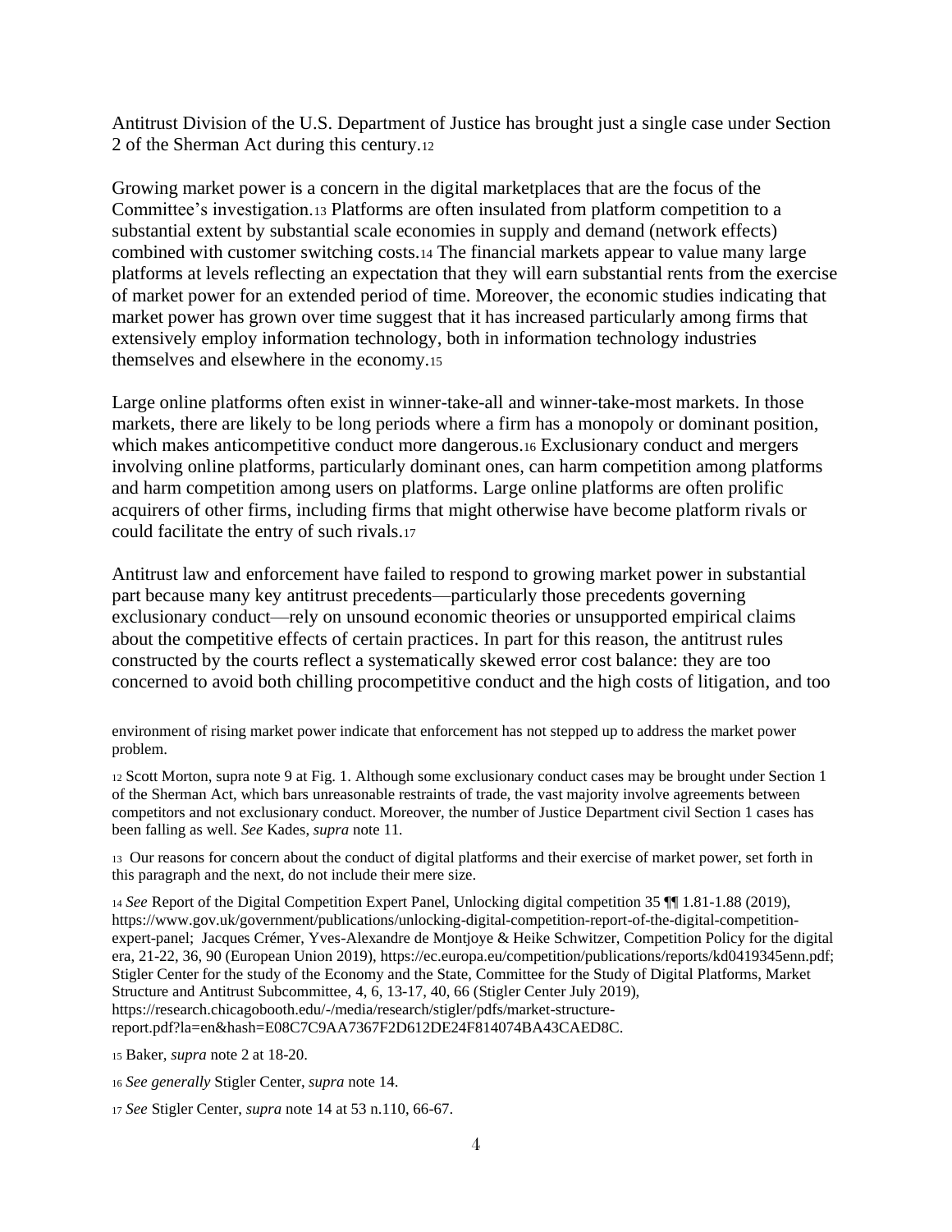Antitrust Division of the U.S. Department of Justice has brought just a single case under Section 2 of the Sherman Act during this century.[12]

Growing market power is a concern in the digital marketplaces that are the focus of the Committee's investigation.[13] Platforms are often insulated from platform competition to a substantial extent by substantial scale economies in supply and demand (network effects) combined with customer switching costs.[14] The financial markets appear to value many large platforms at levels reflecting an expectation that they will earn substantial rents from the exercise of market power for an extended period of time. Moreover, the economic studies indicating that market power has grown over time suggest that it has increased particularly among firms that extensively employ information technology, both in information technology industries themselves and elsewhere in the economy.[15]

Large online platforms often exist in winner-take-all and winner-take-most markets. In those markets, there are likely to be long periods where a firm has a monopoly or dominant position, which makes anticompetitive conduct more dangerous.[16] Exclusionary conduct and mergers involving online platforms, particularly dominant ones, can harm competition among platforms and harm competition among users on platforms. Large online platforms are often prolific acquirers of other firms, including firms that might otherwise have become platform rivals or could facilitate the entry of such rivals.[17]

Antitrust law and enforcement have failed to respond to growing market power in substantial part because many key antitrust precedents—particularly those precedents governing exclusionary conduct—rely on unsound economic theories or unsupported empirical claims about the competitive effects of certain practices. In part for this reason, the antitrust rules constructed by the courts reflect a systematically skewed error cost balance: they are too concerned to avoid both chilling procompetitive conduct and the high costs of litigation, and too

---

environment of rising market power indicate that enforcement has not stepped up to address the market power problem.

[12] Scott Morton, supra note 9 at Fig. 1. Although some exclusionary conduct cases may be brought under Section 1 of the Sherman Act, which bars unreasonable restraints of trade, the vast majority involve agreements between competitors and not exclusionary conduct. Moreover, the number of Justice Department civil Section 1 cases has been falling as well. *See* Kades, *supra* note 11.

[13] Our reasons for concern about the conduct of digital platforms and their exercise of market power, set forth in this paragraph and the next, do not include their mere size.

[14] *See* Report of the Digital Competition Expert Panel, Unlocking digital competition 35 ¶¶ 1.81-1.88 (2019), https://www.gov.uk/government/publications/unlocking-digital-competition-report-of-the-digital-competition-expert-panel; Jacques Crémer, Yves-Alexandre de Montjoye & Heike Schwitzer, Competition Policy for the digital era, 21-22, 36, 90 (European Union 2019), https://ec.europa.eu/competition/publications/reports/kd0419345enn.pdf; Stigler Center for the study of the Economy and the State, Committee for the Study of Digital Platforms, Market Structure and Antitrust Subcommittee, 4, 6, 13-17, 40, 66 (Stigler Center July 2019), https://research.chicagobooth.edu/-/media/research/stigler/pdfs/market-structure-report.pdf?la=en&hash=E08C7C9AA7367F2D612DE24F814074BA43CAED8C.

[15] Baker, *supra* note 2 at 18-20.

[16] *See generally* Stigler Center, *supra* note 14.

[17] *See* Stigler Center, *supra* note 14 at 53 n.110, 66-67.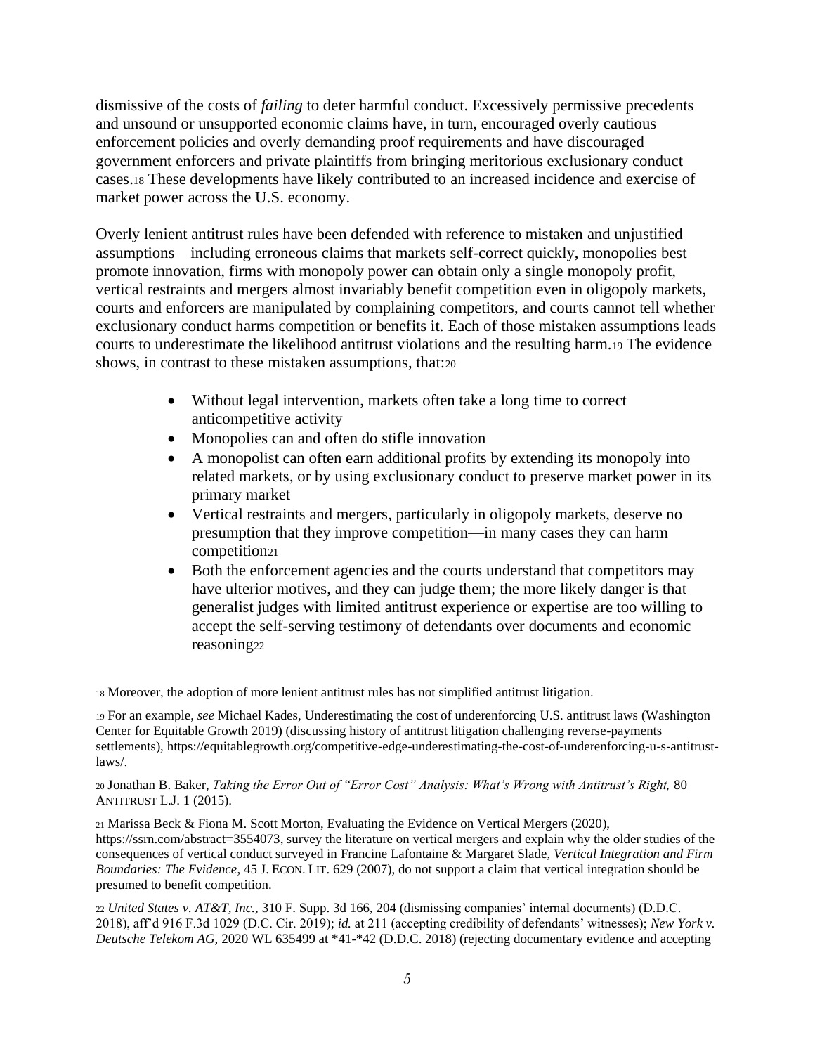dismissive of the costs of *failing* to deter harmful conduct. Excessively permissive precedents and unsound or unsupported economic claims have, in turn, encouraged overly cautious enforcement policies and overly demanding proof requirements and have discouraged government enforcers and private plaintiffs from bringing meritorious exclusionary conduct cases.[18] These developments have likely contributed to an increased incidence and exercise of market power across the U.S. economy.

Overly lenient antitrust rules have been defended with reference to mistaken and unjustified assumptions—including erroneous claims that markets self-correct quickly, monopolies best promote innovation, firms with monopoly power can obtain only a single monopoly profit, vertical restraints and mergers almost invariably benefit competition even in oligopoly markets, courts and enforcers are manipulated by complaining competitors, and courts cannot tell whether exclusionary conduct harms competition or benefits it. Each of those mistaken assumptions leads courts to underestimate the likelihood antitrust violations and the resulting harm.[19] The evidence shows, in contrast to these mistaken assumptions, that:[20]

- Without legal intervention, markets often take a long time to correct anticompetitive activity
- Monopolies can and often do stifle innovation
- A monopolist can often earn additional profits by extending its monopoly into related markets, or by using exclusionary conduct to preserve market power in its primary market
- Vertical restraints and mergers, particularly in oligopoly markets, deserve no presumption that they improve competition—in many cases they can harm competition[21]
- Both the enforcement agencies and the courts understand that competitors may have ulterior motives, and they can judge them; the more likely danger is that generalist judges with limited antitrust experience or expertise are too willing to accept the self-serving testimony of defendants over documents and economic reasoning[22]

[18] Moreover, the adoption of more lenient antitrust rules has not simplified antitrust litigation.

[19] For an example, *see* Michael Kades, Underestimating the cost of underenforcing U.S. antitrust laws (Washington Center for Equitable Growth 2019) (discussing history of antitrust litigation challenging reverse-payments settlements), https://equitablegrowth.org/competitive-edge-underestimating-the-cost-of-underenforcing-u-s-antitrust-laws/.

[20] Jonathan B. Baker, *Taking the Error Out of "Error Cost" Analysis: What's Wrong with Antitrust's Right,* 80 ANTITRUST L.J. 1 (2015).

[21] Marissa Beck & Fiona M. Scott Morton, Evaluating the Evidence on Vertical Mergers (2020), https://ssrn.com/abstract=3554073, survey the literature on vertical mergers and explain why the older studies of the consequences of vertical conduct surveyed in Francine Lafontaine & Margaret Slade, *Vertical Integration and Firm Boundaries: The Evidence*, 45 J. ECON. LIT. 629 (2007), do not support a claim that vertical integration should be presumed to benefit competition.

[22] *United States v. AT&T, Inc.,* 310 F. Supp. 3d 166, 204 (dismissing companies' internal documents) (D.D.C. 2018), aff'd 916 F.3d 1029 (D.C. Cir. 2019); *id.* at 211 (accepting credibility of defendants' witnesses); *New York v. Deutsche Telekom AG,* 2020 WL 635499 at *41-*42 (D.D.C. 2018) (rejecting documentary evidence and accepting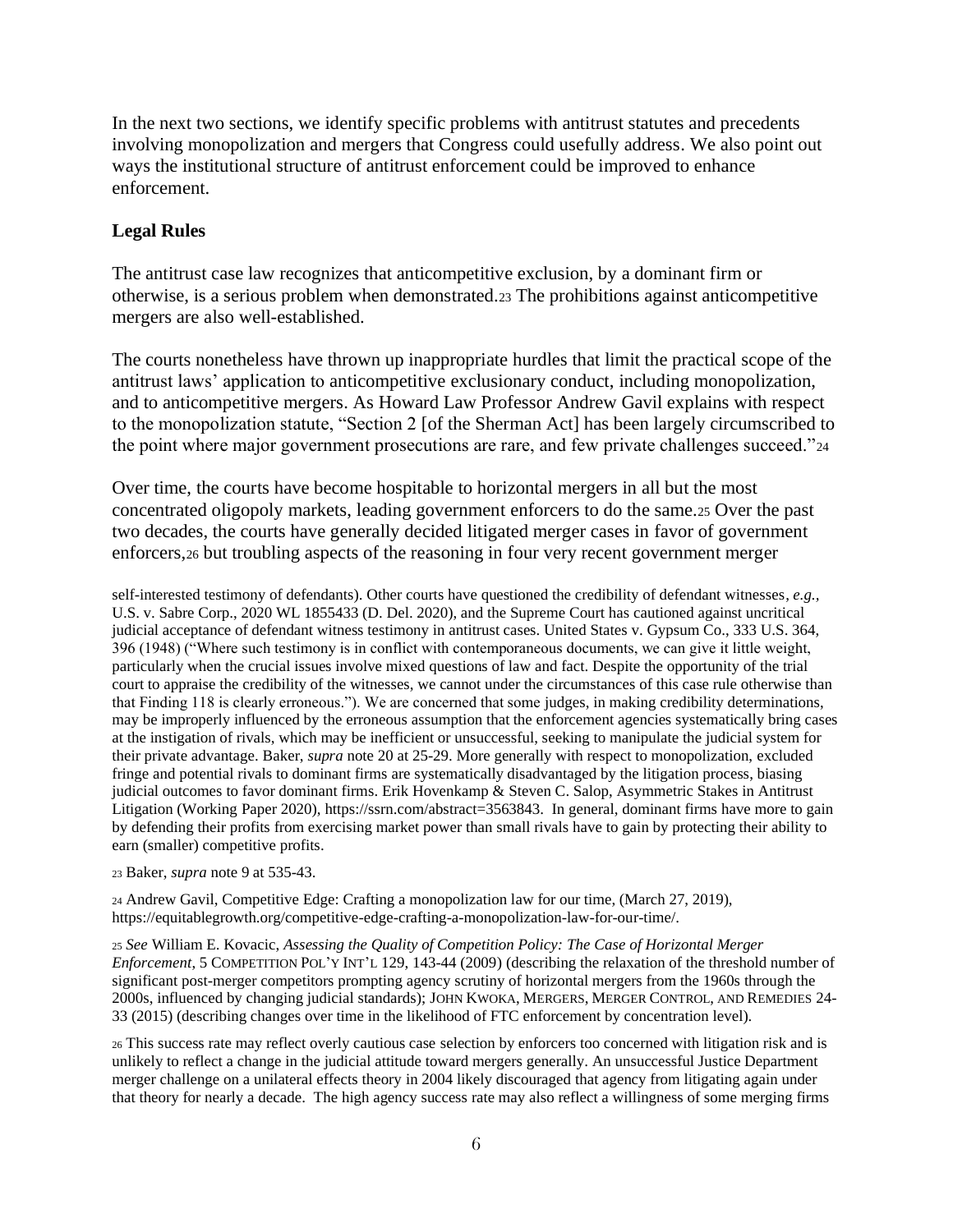In the next two sections, we identify specific problems with antitrust statutes and precedents involving monopolization and mergers that Congress could usefully address. We also point out ways the institutional structure of antitrust enforcement could be improved to enhance enforcement.

**Legal Rules**

The antitrust case law recognizes that anticompetitive exclusion, by a dominant firm or otherwise, is a serious problem when demonstrated.[23] The prohibitions against anticompetitive mergers are also well-established.

The courts nonetheless have thrown up inappropriate hurdles that limit the practical scope of the antitrust laws' application to anticompetitive exclusionary conduct, including monopolization, and to anticompetitive mergers. As Howard Law Professor Andrew Gavil explains with respect to the monopolization statute, "Section 2 [of the Sherman Act] has been largely circumscribed to the point where major government prosecutions are rare, and few private challenges succeed."[24]

Over time, the courts have become hospitable to horizontal mergers in all but the most concentrated oligopoly markets, leading government enforcers to do the same.[25] Over the past two decades, the courts have generally decided litigated merger cases in favor of government enforcers,[26] but troubling aspects of the reasoning in four very recent government merger

self-interested testimony of defendants). Other courts have questioned the credibility of defendant witnesses, *e.g.*, U.S. v. Sabre Corp., 2020 WL 1855433 (D. Del. 2020), and the Supreme Court has cautioned against uncritical judicial acceptance of defendant witness testimony in antitrust cases. United States v. Gypsum Co., 333 U.S. 364, 396 (1948) ("Where such testimony is in conflict with contemporaneous documents, we can give it little weight, particularly when the crucial issues involve mixed questions of law and fact. Despite the opportunity of the trial court to appraise the credibility of the witnesses, we cannot under the circumstances of this case rule otherwise than that Finding 118 is clearly erroneous."). We are concerned that some judges, in making credibility determinations, may be improperly influenced by the erroneous assumption that the enforcement agencies systematically bring cases at the instigation of rivals, which may be inefficient or unsuccessful, seeking to manipulate the judicial system for their private advantage. Baker, *supra* note 20 at 25-29. More generally with respect to monopolization, excluded fringe and potential rivals to dominant firms are systematically disadvantaged by the litigation process, biasing judicial outcomes to favor dominant firms. Erik Hovenkamp & Steven C. Salop, Asymmetric Stakes in Antitrust Litigation (Working Paper 2020), https://ssrn.com/abstract=3563843. In general, dominant firms have more to gain by defending their profits from exercising market power than small rivals have to gain by protecting their ability to earn (smaller) competitive profits.

[23] Baker, *supra* note 9 at 535-43.

[24] Andrew Gavil, Competitive Edge: Crafting a monopolization law for our time, (March 27, 2019), https://equitablegrowth.org/competitive-edge-crafting-a-monopolization-law-for-our-time/.

[25] *See* William E. Kovacic, *Assessing the Quality of Competition Policy: The Case of Horizontal Merger Enforcement*, 5 COMPETITION POL'Y INT'L 129, 143-44 (2009) (describing the relaxation of the threshold number of significant post-merger competitors prompting agency scrutiny of horizontal mergers from the 1960s through the 2000s, influenced by changing judicial standards); JOHN KWOKA, MERGERS, MERGER CONTROL, AND REMEDIES 24-33 (2015) (describing changes over time in the likelihood of FTC enforcement by concentration level).

[26] This success rate may reflect overly cautious case selection by enforcers too concerned with litigation risk and is unlikely to reflect a change in the judicial attitude toward mergers generally. An unsuccessful Justice Department merger challenge on a unilateral effects theory in 2004 likely discouraged that agency from litigating again under that theory for nearly a decade. The high agency success rate may also reflect a willingness of some merging firms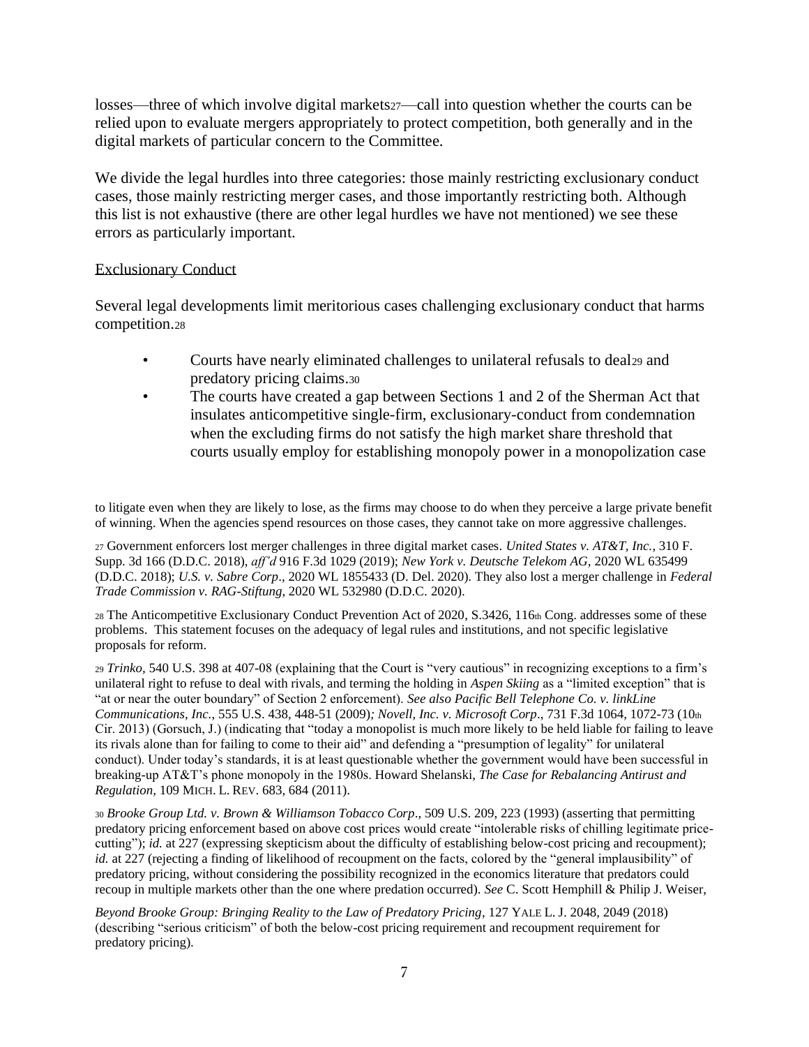losses—three of which involve digital markets[27]—call into question whether the courts can be relied upon to evaluate mergers appropriately to protect competition, both generally and in the digital markets of particular concern to the Committee.

We divide the legal hurdles into three categories: those mainly restricting exclusionary conduct cases, those mainly restricting merger cases, and those importantly restricting both. Although this list is not exhaustive (there are other legal hurdles we have not mentioned) we see these errors as particularly important.

Exclusionary Conduct

Several legal developments limit meritorious cases challenging exclusionary conduct that harms competition.[28]

- Courts have nearly eliminated challenges to unilateral refusals to deal[29] and predatory pricing claims.[30]
- The courts have created a gap between Sections 1 and 2 of the Sherman Act that insulates anticompetitive single-firm, exclusionary-conduct from condemnation when the excluding firms do not satisfy the high market share threshold that courts usually employ for establishing monopoly power in a monopolization case

to litigate even when they are likely to lose, as the firms may choose to do when they perceive a large private benefit of winning. When the agencies spend resources on those cases, they cannot take on more aggressive challenges.

[27] Government enforcers lost merger challenges in three digital market cases. *United States v. AT&T, Inc.*, 310 F. Supp. 3d 166 (D.D.C. 2018), *aff'd* 916 F.3d 1029 (2019); *New York v. Deutsche Telekom AG*, 2020 WL 635499 (D.D.C. 2018); *U.S. v. Sabre Corp*., 2020 WL 1855433 (D. Del. 2020). They also lost a merger challenge in *Federal Trade Commission v. RAG-Stiftung*, 2020 WL 532980 (D.D.C. 2020).

[28] The Anticompetitive Exclusionary Conduct Prevention Act of 2020, S.3426, 116th Cong. addresses some of these problems. This statement focuses on the adequacy of legal rules and institutions, and not specific legislative proposals for reform.

[29] *Trinko*, 540 U.S. 398 at 407-08 (explaining that the Court is "very cautious" in recognizing exceptions to a firm's unilateral right to refuse to deal with rivals, and terming the holding in *Aspen Skiing* as a "limited exception" that is "at or near the outer boundary" of Section 2 enforcement). *See also Pacific Bell Telephone Co. v. linkLine Communications, Inc.*, 555 U.S. 438, 448-51 (2009)*; Novell, Inc. v. Microsoft Corp*., 731 F.3d 1064, 1072-73 (10th Cir. 2013) (Gorsuch, J.) (indicating that "today a monopolist is much more likely to be held liable for failing to leave its rivals alone than for failing to come to their aid" and defending a "presumption of legality" for unilateral conduct). Under today's standards, it is at least questionable whether the government would have been successful in breaking-up AT&T's phone monopoly in the 1980s. Howard Shelanski, *The Case for Rebalancing Antirust and Regulation*, 109 MICH. L. REV. 683, 684 (2011).

[30] *Brooke Group Ltd. v. Brown & Williamson Tobacco Corp*., 509 U.S. 209, 223 (1993) (asserting that permitting predatory pricing enforcement based on above cost prices would create "intolerable risks of chilling legitimate price-cutting"); *id.* at 227 (expressing skepticism about the difficulty of establishing below-cost pricing and recoupment); *id.* at 227 (rejecting a finding of likelihood of recoupment on the facts, colored by the "general implausibility" of predatory pricing, without considering the possibility recognized in the economics literature that predators could recoup in multiple markets other than the one where predation occurred). *See* C. Scott Hemphill & Philip J. Weiser, *Beyond Brooke Group: Bringing Reality to the Law of Predatory Pricing*, 127 YALE L. J. 2048, 2049 (2018) (describing "serious criticism" of both the below-cost pricing requirement and recoupment requirement for predatory pricing).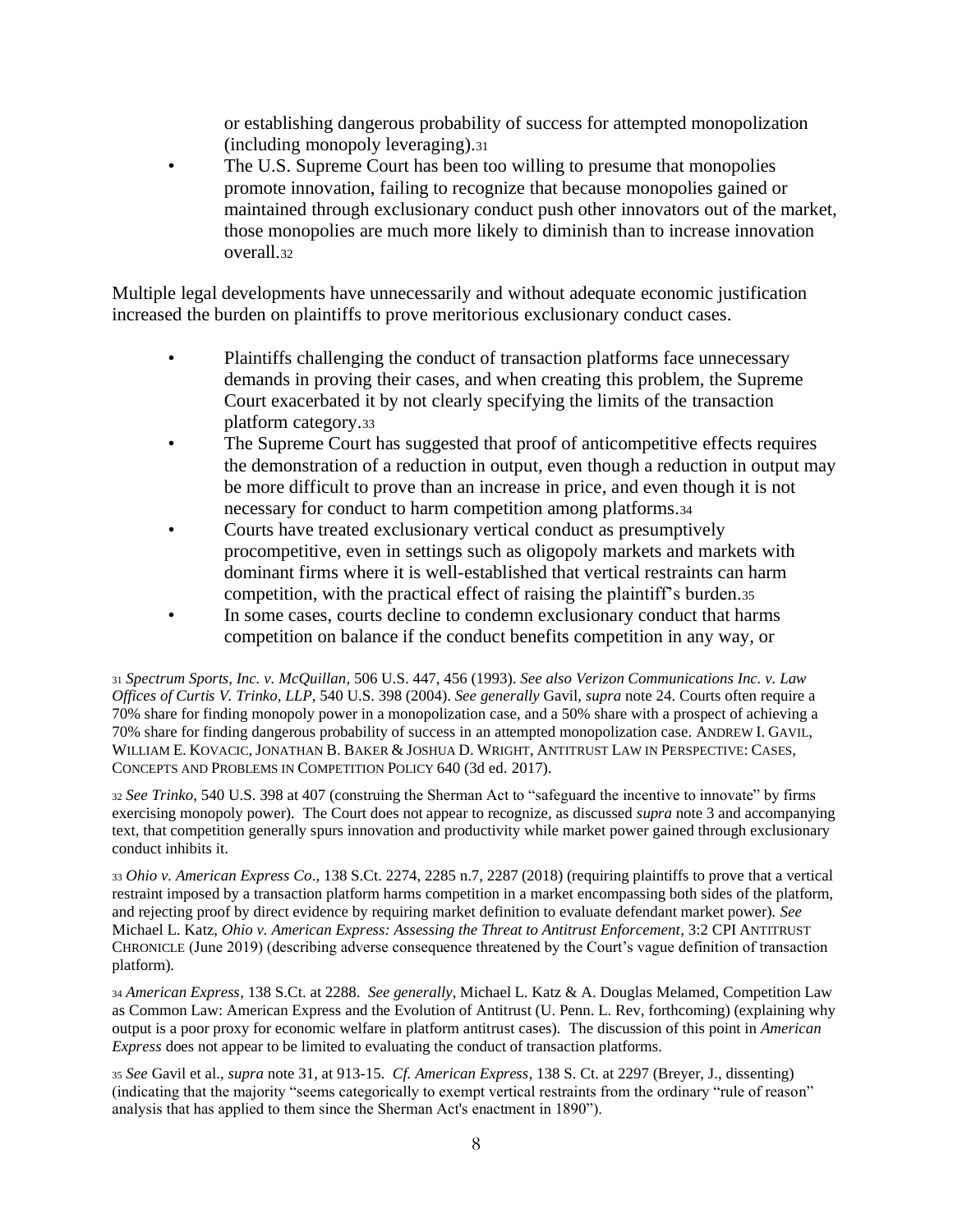or establishing dangerous probability of success for attempted monopolization (including monopoly leveraging).[31]

- The U.S. Supreme Court has been too willing to presume that monopolies promote innovation, failing to recognize that because monopolies gained or maintained through exclusionary conduct push other innovators out of the market, those monopolies are much more likely to diminish than to increase innovation overall.[32]

Multiple legal developments have unnecessarily and without adequate economic justification increased the burden on plaintiffs to prove meritorious exclusionary conduct cases.

- Plaintiffs challenging the conduct of transaction platforms face unnecessary demands in proving their cases, and when creating this problem, the Supreme Court exacerbated it by not clearly specifying the limits of the transaction platform category.[33]
- The Supreme Court has suggested that proof of anticompetitive effects requires the demonstration of a reduction in output, even though a reduction in output may be more difficult to prove than an increase in price, and even though it is not necessary for conduct to harm competition among platforms.[34]
- Courts have treated exclusionary vertical conduct as presumptively procompetitive, even in settings such as oligopoly markets and markets with dominant firms where it is well-established that vertical restraints can harm competition, with the practical effect of raising the plaintiff's burden.[35]
- In some cases, courts decline to condemn exclusionary conduct that harms competition on balance if the conduct benefits competition in any way, or

[31] *Spectrum Sports, Inc. v. McQuillan*, 506 U.S. 447, 456 (1993). *See also Verizon Communications Inc. v. Law Offices of Curtis V. Trinko, LLP*, 540 U.S. 398 (2004). *See generally* Gavil, *supra* note 24. Courts often require a 70% share for finding monopoly power in a monopolization case, and a 50% share with a prospect of achieving a 70% share for finding dangerous probability of success in an attempted monopolization case. ANDREW I. GAVIL, WILLIAM E. KOVACIC, JONATHAN B. BAKER & JOSHUA D. WRIGHT, ANTITRUST LAW IN PERSPECTIVE: CASES, CONCEPTS AND PROBLEMS IN COMPETITION POLICY 640 (3d ed. 2017).

[32] *See Trinko*, 540 U.S. 398 at 407 (construing the Sherman Act to "safeguard the incentive to innovate" by firms exercising monopoly power). The Court does not appear to recognize, as discussed *supra* note 3 and accompanying text, that competition generally spurs innovation and productivity while market power gained through exclusionary conduct inhibits it.

[33] *Ohio v. American Express Co*., 138 S.Ct. 2274, 2285 n.7, 2287 (2018) (requiring plaintiffs to prove that a vertical restraint imposed by a transaction platform harms competition in a market encompassing both sides of the platform, and rejecting proof by direct evidence by requiring market definition to evaluate defendant market power). *See* Michael L. Katz, *Ohio v. American Express: Assessing the Threat to Antitrust Enforcement*, 3:2 CPI ANTITRUST CHRONICLE (June 2019) (describing adverse consequence threatened by the Court's vague definition of transaction platform).

[34] *American Express*, 138 S.Ct. at 2288. *See generally*, Michael L. Katz & A. Douglas Melamed, Competition Law as Common Law: American Express and the Evolution of Antitrust (U. Penn. L. Rev, forthcoming) (explaining why output is a poor proxy for economic welfare in platform antitrust cases). The discussion of this point in *American Express* does not appear to be limited to evaluating the conduct of transaction platforms.

[35] *See* Gavil et al., *supra* note 31, at 913-15. *Cf. American Express*, 138 S. Ct. at 2297 (Breyer, J., dissenting) (indicating that the majority "seems categorically to exempt vertical restraints from the ordinary "rule of reason" analysis that has applied to them since the Sherman Act's enactment in 1890").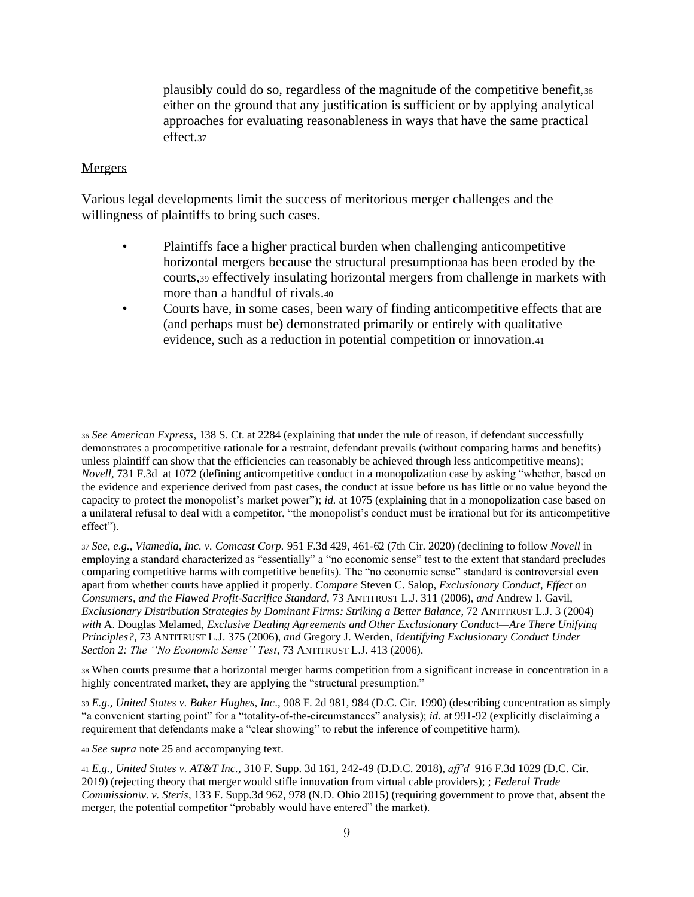plausibly could do so, regardless of the magnitude of the competitive benefit,[36] either on the ground that any justification is sufficient or by applying analytical approaches for evaluating reasonableness in ways that have the same practical effect.[37]

Mergers

Various legal developments limit the success of meritorious merger challenges and the willingness of plaintiffs to bring such cases.

- Plaintiffs face a higher practical burden when challenging anticompetitive horizontal mergers because the structural presumption[38] has been eroded by the courts,[39] effectively insulating horizontal mergers from challenge in markets with more than a handful of rivals.[40]
- Courts have, in some cases, been wary of finding anticompetitive effects that are (and perhaps must be) demonstrated primarily or entirely with qualitative evidence, such as a reduction in potential competition or innovation.[41]

[36] *See American Express*, 138 S. Ct. at 2284 (explaining that under the rule of reason, if defendant successfully demonstrates a procompetitive rationale for a restraint, defendant prevails (without comparing harms and benefits) unless plaintiff can show that the efficiencies can reasonably be achieved through less anticompetitive means); *Novell*, 731 F.3d at 1072 (defining anticompetitive conduct in a monopolization case by asking "whether, based on the evidence and experience derived from past cases, the conduct at issue before us has little or no value beyond the capacity to protect the monopolist's market power"); *id.* at 1075 (explaining that in a monopolization case based on a unilateral refusal to deal with a competitor, "the monopolist's conduct must be irrational but for its anticompetitive effect").

[37] *See, e.g., Viamedia, Inc. v. Comcast Corp.* 951 F.3d 429, 461-62 (7th Cir. 2020) (declining to follow *Novell* in employing a standard characterized as "essentially" a "no economic sense" test to the extent that standard precludes comparing competitive harms with competitive benefits). The "no economic sense" standard is controversial even apart from whether courts have applied it properly. *Compare* Steven C. Salop, *Exclusionary Conduct, Effect on Consumers, and the Flawed Profit-Sacrifice Standard*, 73 ANTITRUST L.J. 311 (2006), *and* Andrew I. Gavil, *Exclusionary Distribution Strategies by Dominant Firms: Striking a Better Balance*, 72 ANTITRUST L.J. 3 (2004) *with* A. Douglas Melamed, *Exclusive Dealing Agreements and Other Exclusionary Conduct—Are There Unifying Principles?*, 73 ANTITRUST L.J. 375 (2006), *and* Gregory J. Werden, *Identifying Exclusionary Conduct Under Section 2: The ''No Economic Sense'' Test*, 73 ANTITRUST L.J. 413 (2006).

[38] When courts presume that a horizontal merger harms competition from a significant increase in concentration in a highly concentrated market, they are applying the "structural presumption."

[39] *E.g., United States v. Baker Hughes, Inc*., 908 F. 2d 981, 984 (D.C. Cir. 1990) (describing concentration as simply "a convenient starting point" for a "totality-of-the-circumstances" analysis); *id.* at 991-92 (explicitly disclaiming a requirement that defendants make a "clear showing" to rebut the inference of competitive harm).

[40] *See supra* note 25 and accompanying text.

[41] *E.g., United States v. AT&T Inc.,* 310 F. Supp. 3d 161, 242-49 (D.D.C. 2018), *aff'd* 916 F.3d 1029 (D.C. Cir. 2019) (rejecting theory that merger would stifle innovation from virtual cable providers); ; *Federal Trade Commission\v. v. Steris*, 133 F. Supp.3d 962, 978 (N.D. Ohio 2015) (requiring government to prove that, absent the merger, the potential competitor "probably would have entered" the market).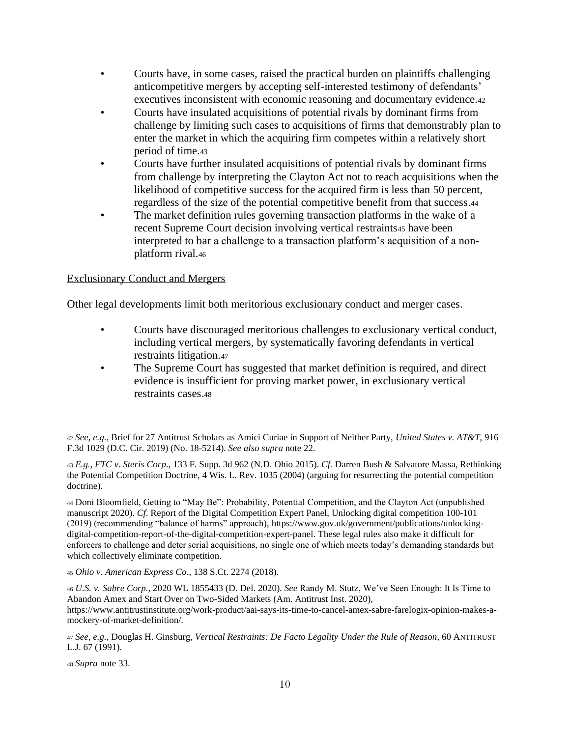- Courts have, in some cases, raised the practical burden on plaintiffs challenging anticompetitive mergers by accepting self-interested testimony of defendants' executives inconsistent with economic reasoning and documentary evidence.[42]
- Courts have insulated acquisitions of potential rivals by dominant firms from challenge by limiting such cases to acquisitions of firms that demonstrably plan to enter the market in which the acquiring firm competes within a relatively short period of time.[43]
- Courts have further insulated acquisitions of potential rivals by dominant firms from challenge by interpreting the Clayton Act not to reach acquisitions when the likelihood of competitive success for the acquired firm is less than 50 percent, regardless of the size of the potential competitive benefit from that success.[44]
- The market definition rules governing transaction platforms in the wake of a recent Supreme Court decision involving vertical restraints[45] have been interpreted to bar a challenge to a transaction platform's acquisition of a non-platform rival.[46]

Exclusionary Conduct and Mergers

Other legal developments limit both meritorious exclusionary conduct and merger cases.

- Courts have discouraged meritorious challenges to exclusionary vertical conduct, including vertical mergers, by systematically favoring defendants in vertical restraints litigation.[47]
- The Supreme Court has suggested that market definition is required, and direct evidence is insufficient for proving market power, in exclusionary vertical restraints cases.[48]

[42] *See, e.g.,* Brief for 27 Antitrust Scholars as Amici Curiae in Support of Neither Party, *United States v. AT&T*, 916 F.3d 1029 (D.C. Cir. 2019) (No. 18-5214). *See also supra* note 22.

[43] *E.g., FTC v. Steris Corp*., 133 F. Supp. 3d 962 (N.D. Ohio 2015). *Cf.* Darren Bush & Salvatore Massa, Rethinking the Potential Competition Doctrine, 4 Wis. L. Rev. 1035 (2004) (arguing for resurrecting the potential competition doctrine).

[44] Doni Bloomfield, Getting to "May Be": Probability, Potential Competition, and the Clayton Act (unpublished manuscript 2020). *Cf.* Report of the Digital Competition Expert Panel, Unlocking digital competition 100-101 (2019) (recommending "balance of harms" approach), https://www.gov.uk/government/publications/unlocking-digital-competition-report-of-the-digital-competition-expert-panel. These legal rules also make it difficult for enforcers to challenge and deter serial acquisitions, no single one of which meets today's demanding standards but which collectively eliminate competition.

[45] *Ohio v. American Express Co*., 138 S.Ct. 2274 (2018).

[46] *U.S. v. Sabre Corp.,* 2020 WL 1855433 (D. Del. 2020). *See* Randy M. Stutz, We've Seen Enough: It Is Time to Abandon Amex and Start Over on Two-Sided Markets (Am. Antitrust Inst. 2020), https://www.antitrustinstitute.org/work-product/aai-says-its-time-to-cancel-amex-sabre-farelogix-opinion-makes-a-mockery-of-market-definition/.

[47] *See, e.g.,* Douglas H. Ginsburg, *Vertical Restraints: De Facto Legality Under the Rule of Reason*, 60 ANTITRUST L.J. 67 (1991).

[48] *Supra* note 33.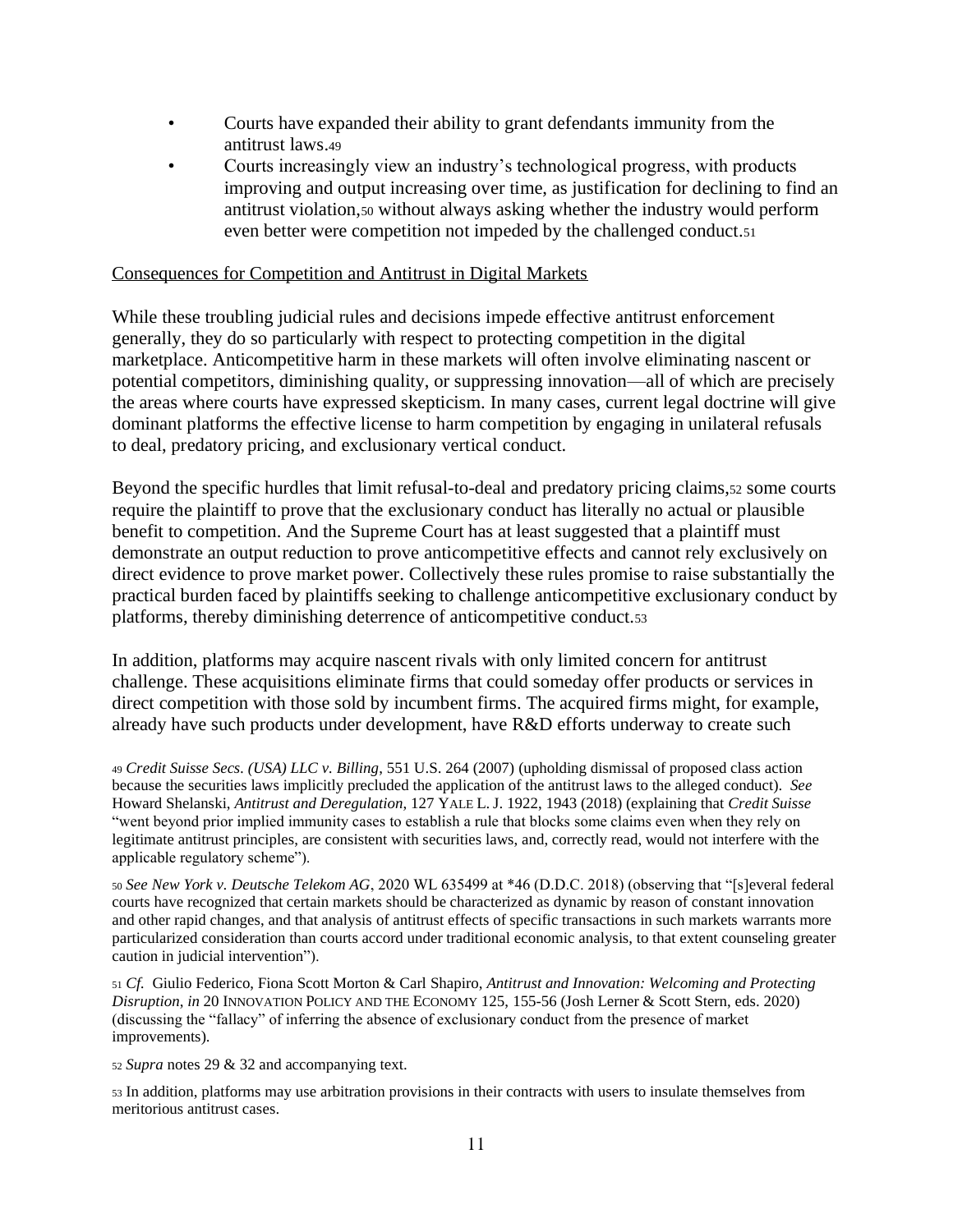- Courts have expanded their ability to grant defendants immunity from the antitrust laws.[49]
- Courts increasingly view an industry's technological progress, with products improving and output increasing over time, as justification for declining to find an antitrust violation,[50] without always asking whether the industry would perform even better were competition not impeded by the challenged conduct.[51]

<u>Consequences for Competition and Antitrust in Digital Markets</u>

While these troubling judicial rules and decisions impede effective antitrust enforcement generally, they do so particularly with respect to protecting competition in the digital marketplace. Anticompetitive harm in these markets will often involve eliminating nascent or potential competitors, diminishing quality, or suppressing innovation—all of which are precisely the areas where courts have expressed skepticism. In many cases, current legal doctrine will give dominant platforms the effective license to harm competition by engaging in unilateral refusals to deal, predatory pricing, and exclusionary vertical conduct.

Beyond the specific hurdles that limit refusal-to-deal and predatory pricing claims,[52] some courts require the plaintiff to prove that the exclusionary conduct has literally no actual or plausible benefit to competition. And the Supreme Court has at least suggested that a plaintiff must demonstrate an output reduction to prove anticompetitive effects and cannot rely exclusively on direct evidence to prove market power. Collectively these rules promise to raise substantially the practical burden faced by plaintiffs seeking to challenge anticompetitive exclusionary conduct by platforms, thereby diminishing deterrence of anticompetitive conduct.[53]

In addition, platforms may acquire nascent rivals with only limited concern for antitrust challenge. These acquisitions eliminate firms that could someday offer products or services in direct competition with those sold by incumbent firms. The acquired firms might, for example, already have such products under development, have R&D efforts underway to create such

[49] *Credit Suisse Secs. (USA) LLC v. Billing*, 551 U.S. 264 (2007) (upholding dismissal of proposed class action because the securities laws implicitly precluded the application of the antitrust laws to the alleged conduct). *See* Howard Shelanski, *Antitrust and Deregulation*, 127 YALE L. J. 1922, 1943 (2018) (explaining that *Credit Suisse* "went beyond prior implied immunity cases to establish a rule that blocks some claims even when they rely on legitimate antitrust principles, are consistent with securities laws, and, correctly read, would not interfere with the applicable regulatory scheme").

[50] *See New York v. Deutsche Telekom AG*, 2020 WL 635499 at *46 (D.D.C. 2018) (observing that "[s]everal federal courts have recognized that certain markets should be characterized as dynamic by reason of constant innovation and other rapid changes, and that analysis of antitrust effects of specific transactions in such markets warrants more particularized consideration than courts accord under traditional economic analysis, to that extent counseling greater caution in judicial intervention").

[51] *Cf.* Giulio Federico, Fiona Scott Morton & Carl Shapiro, *Antitrust and Innovation: Welcoming and Protecting Disruption*, *in* 20 INNOVATION POLICY AND THE ECONOMY 125, 155-56 (Josh Lerner & Scott Stern, eds. 2020) (discussing the "fallacy" of inferring the absence of exclusionary conduct from the presence of market improvements).

[52] *Supra* notes 29 & 32 and accompanying text.

[53] In addition, platforms may use arbitration provisions in their contracts with users to insulate themselves from meritorious antitrust cases.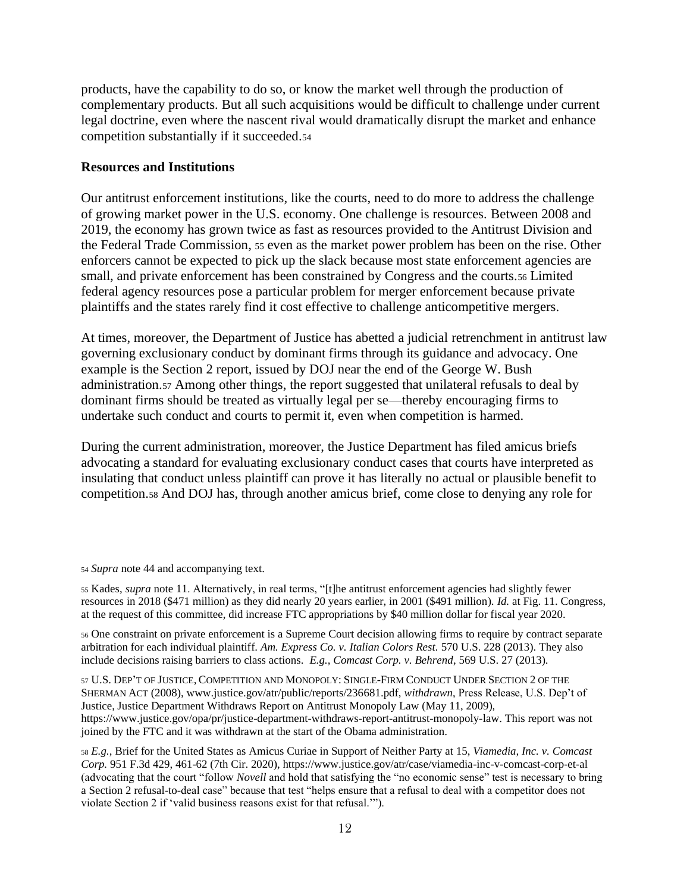products, have the capability to do so, or know the market well through the production of complementary products. But all such acquisitions would be difficult to challenge under current legal doctrine, even where the nascent rival would dramatically disrupt the market and enhance competition substantially if it succeeded.[54]

**Resources and Institutions**

Our antitrust enforcement institutions, like the courts, need to do more to address the challenge of growing market power in the U.S. economy. One challenge is resources. Between 2008 and 2019, the economy has grown twice as fast as resources provided to the Antitrust Division and the Federal Trade Commission, [55] even as the market power problem has been on the rise. Other enforcers cannot be expected to pick up the slack because most state enforcement agencies are small, and private enforcement has been constrained by Congress and the courts.[56] Limited federal agency resources pose a particular problem for merger enforcement because private plaintiffs and the states rarely find it cost effective to challenge anticompetitive mergers.

At times, moreover, the Department of Justice has abetted a judicial retrenchment in antitrust law governing exclusionary conduct by dominant firms through its guidance and advocacy. One example is the Section 2 report, issued by DOJ near the end of the George W. Bush administration.[57] Among other things, the report suggested that unilateral refusals to deal by dominant firms should be treated as virtually legal per se—thereby encouraging firms to undertake such conduct and courts to permit it, even when competition is harmed.

During the current administration, moreover, the Justice Department has filed amicus briefs advocating a standard for evaluating exclusionary conduct cases that courts have interpreted as insulating that conduct unless plaintiff can prove it has literally no actual or plausible benefit to competition.[58] And DOJ has, through another amicus brief, come close to denying any role for

---

[54] *Supra* note 44 and accompanying text.

[55] Kades, *supra* note 11. Alternatively, in real terms, "[t]he antitrust enforcement agencies had slightly fewer resources in 2018 ($471 million) as they did nearly 20 years earlier, in 2001 ($491 million). *Id.* at Fig. 11. Congress, at the request of this committee, did increase FTC appropriations by $40 million dollar for fiscal year 2020.

[56] One constraint on private enforcement is a Supreme Court decision allowing firms to require by contract separate arbitration for each individual plaintiff. *Am. Express Co. v. Italian Colors Rest.* 570 U.S. 228 (2013). They also include decisions raising barriers to class actions. *E.g., Comcast Corp. v. Behrend*, 569 U.S. 27 (2013).

[57] U.S. DEP'T OF JUSTICE, COMPETITION AND MONOPOLY: SINGLE-FIRM CONDUCT UNDER SECTION 2 OF THE SHERMAN ACT (2008), www.justice.gov/atr/public/reports/236681.pdf, *withdrawn*, Press Release, U.S. Dep't of Justice, Justice Department Withdraws Report on Antitrust Monopoly Law (May 11, 2009), https://www.justice.gov/opa/pr/justice-department-withdraws-report-antitrust-monopoly-law. This report was not joined by the FTC and it was withdrawn at the start of the Obama administration.

[58] *E.g.,* Brief for the United States as Amicus Curiae in Support of Neither Party at 15, *Viamedia, Inc. v. Comcast Corp.* 951 F.3d 429, 461-62 (7th Cir. 2020), https://www.justice.gov/atr/case/viamedia-inc-v-comcast-corp-et-al (advocating that the court "follow *Novell* and hold that satisfying the "no economic sense" test is necessary to bring a Section 2 refusal-to-deal case" because that test "helps ensure that a refusal to deal with a competitor does not violate Section 2 if 'valid business reasons exist for that refusal.'").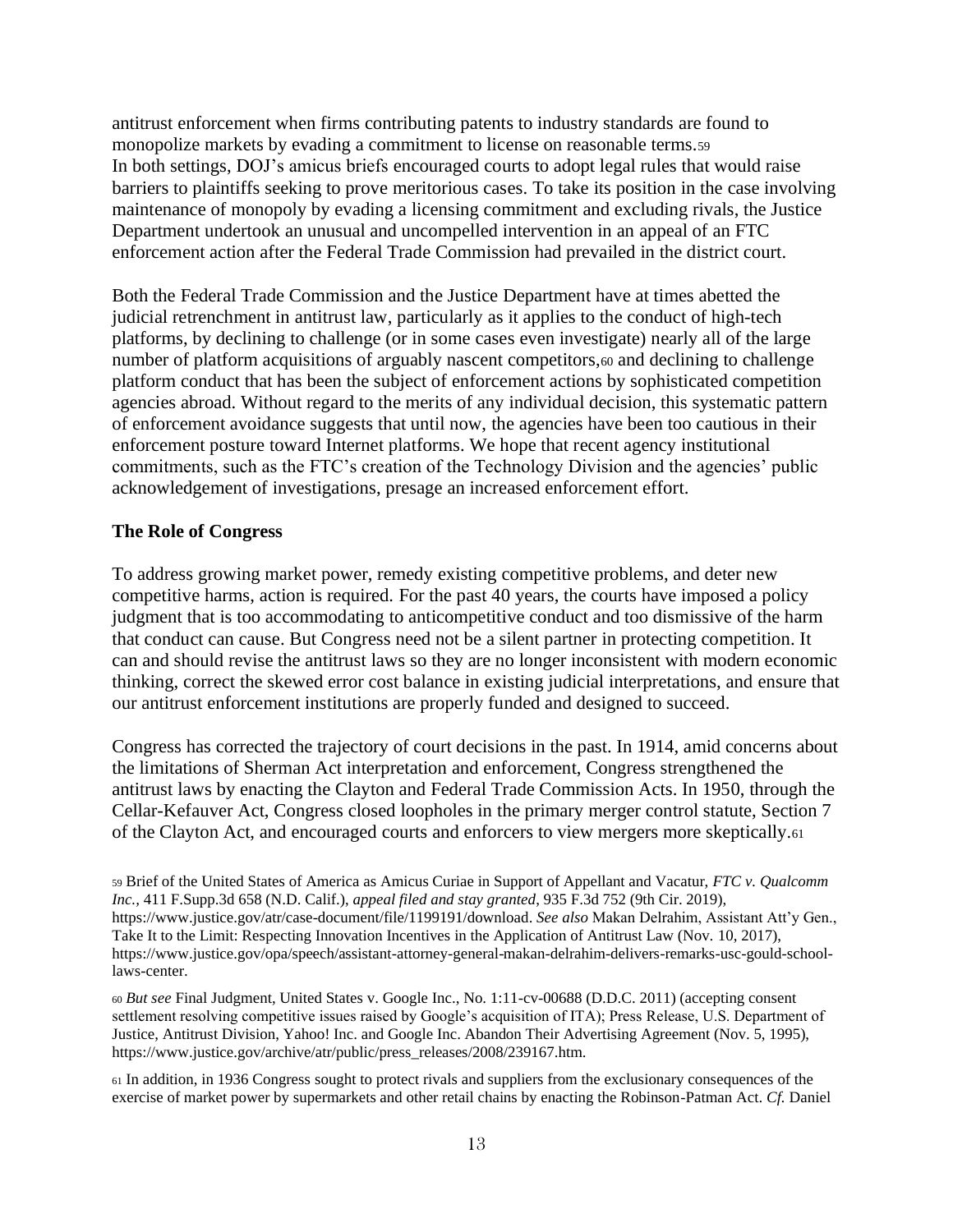antitrust enforcement when firms contributing patents to industry standards are found to monopolize markets by evading a commitment to license on reasonable terms.[59] In both settings, DOJ's amicus briefs encouraged courts to adopt legal rules that would raise barriers to plaintiffs seeking to prove meritorious cases. To take its position in the case involving maintenance of monopoly by evading a licensing commitment and excluding rivals, the Justice Department undertook an unusual and uncompelled intervention in an appeal of an FTC enforcement action after the Federal Trade Commission had prevailed in the district court.

Both the Federal Trade Commission and the Justice Department have at times abetted the judicial retrenchment in antitrust law, particularly as it applies to the conduct of high-tech platforms, by declining to challenge (or in some cases even investigate) nearly all of the large number of platform acquisitions of arguably nascent competitors,[60] and declining to challenge platform conduct that has been the subject of enforcement actions by sophisticated competition agencies abroad. Without regard to the merits of any individual decision, this systematic pattern of enforcement avoidance suggests that until now, the agencies have been too cautious in their enforcement posture toward Internet platforms. We hope that recent agency institutional commitments, such as the FTC's creation of the Technology Division and the agencies' public acknowledgement of investigations, presage an increased enforcement effort.

**The Role of Congress**

To address growing market power, remedy existing competitive problems, and deter new competitive harms, action is required. For the past 40 years, the courts have imposed a policy judgment that is too accommodating to anticompetitive conduct and too dismissive of the harm that conduct can cause. But Congress need not be a silent partner in protecting competition. It can and should revise the antitrust laws so they are no longer inconsistent with modern economic thinking, correct the skewed error cost balance in existing judicial interpretations, and ensure that our antitrust enforcement institutions are properly funded and designed to succeed.

Congress has corrected the trajectory of court decisions in the past. In 1914, amid concerns about the limitations of Sherman Act interpretation and enforcement, Congress strengthened the antitrust laws by enacting the Clayton and Federal Trade Commission Acts. In 1950, through the Cellar-Kefauver Act, Congress closed loopholes in the primary merger control statute, Section 7 of the Clayton Act, and encouraged courts and enforcers to view mergers more skeptically.[61]

---

[59] Brief of the United States of America as Amicus Curiae in Support of Appellant and Vacatur, *FTC v. Qualcomm Inc.*, 411 F.Supp.3d 658 (N.D. Calif.), *appeal filed and stay granted*, 935 F.3d 752 (9th Cir. 2019), https://www.justice.gov/atr/case-document/file/1199191/download. *See also* Makan Delrahim, Assistant Att'y Gen., Take It to the Limit: Respecting Innovation Incentives in the Application of Antitrust Law (Nov. 10, 2017), https://www.justice.gov/opa/speech/assistant-attorney-general-makan-delrahim-delivers-remarks-usc-gould-school-laws-center.

[60] *But see* Final Judgment, United States v. Google Inc., No. 1:11-cv-00688 (D.D.C. 2011) (accepting consent settlement resolving competitive issues raised by Google's acquisition of ITA); Press Release, U.S. Department of Justice, Antitrust Division, Yahoo! Inc. and Google Inc. Abandon Their Advertising Agreement (Nov. 5, 1995), https://www.justice.gov/archive/atr/public/press_releases/2008/239167.htm.

[61] In addition, in 1936 Congress sought to protect rivals and suppliers from the exclusionary consequences of the exercise of market power by supermarkets and other retail chains by enacting the Robinson-Patman Act. *Cf.* Daniel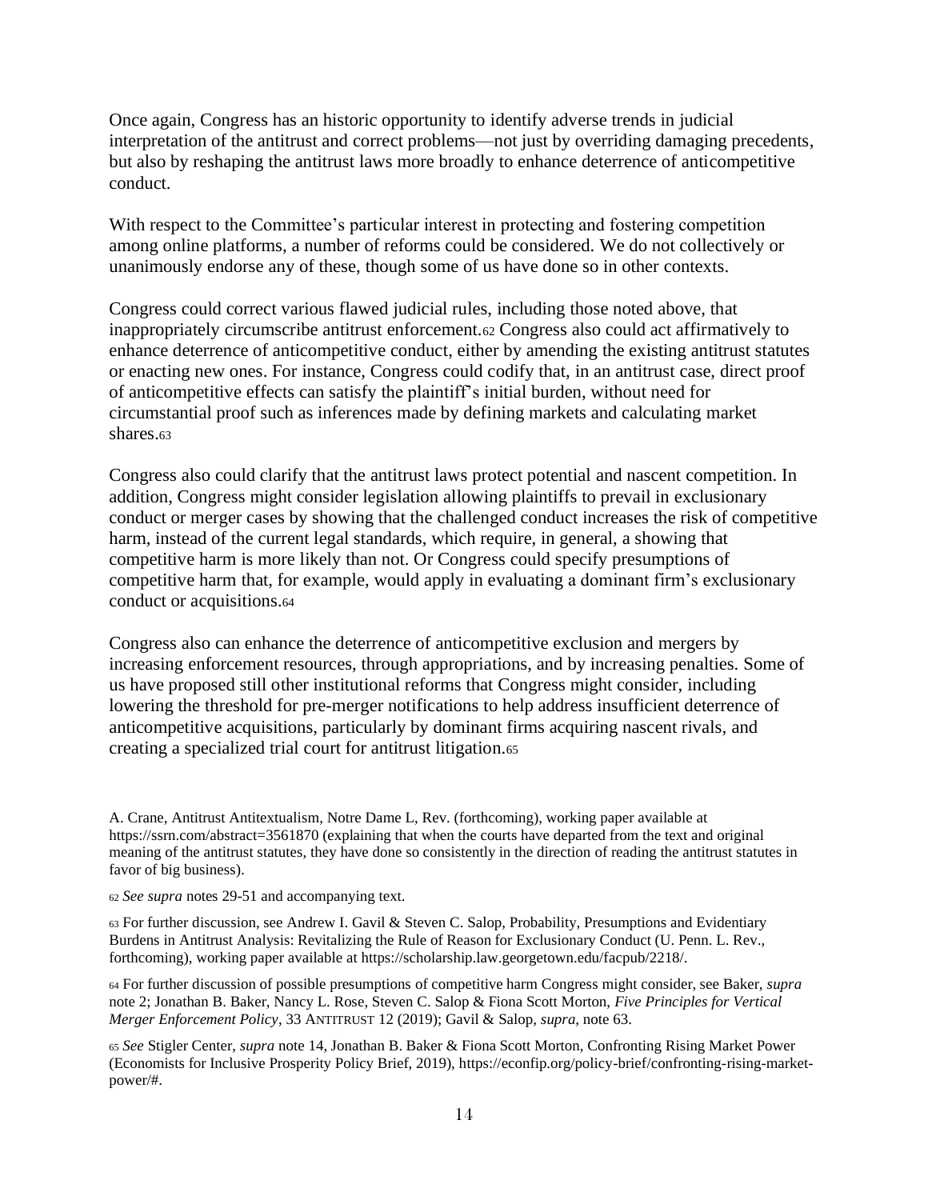Once again, Congress has an historic opportunity to identify adverse trends in judicial interpretation of the antitrust and correct problems—not just by overriding damaging precedents, but also by reshaping the antitrust laws more broadly to enhance deterrence of anticompetitive conduct.

With respect to the Committee's particular interest in protecting and fostering competition among online platforms, a number of reforms could be considered. We do not collectively or unanimously endorse any of these, though some of us have done so in other contexts.

Congress could correct various flawed judicial rules, including those noted above, that inappropriately circumscribe antitrust enforcement.[62] Congress also could act affirmatively to enhance deterrence of anticompetitive conduct, either by amending the existing antitrust statutes or enacting new ones. For instance, Congress could codify that, in an antitrust case, direct proof of anticompetitive effects can satisfy the plaintiff's initial burden, without need for circumstantial proof such as inferences made by defining markets and calculating market shares.[63]

Congress also could clarify that the antitrust laws protect potential and nascent competition. In addition, Congress might consider legislation allowing plaintiffs to prevail in exclusionary conduct or merger cases by showing that the challenged conduct increases the risk of competitive harm, instead of the current legal standards, which require, in general, a showing that competitive harm is more likely than not. Or Congress could specify presumptions of competitive harm that, for example, would apply in evaluating a dominant firm's exclusionary conduct or acquisitions.[64]

Congress also can enhance the deterrence of anticompetitive exclusion and mergers by increasing enforcement resources, through appropriations, and by increasing penalties. Some of us have proposed still other institutional reforms that Congress might consider, including lowering the threshold for pre-merger notifications to help address insufficient deterrence of anticompetitive acquisitions, particularly by dominant firms acquiring nascent rivals, and creating a specialized trial court for antitrust litigation.[65]

---

A. Crane, Antitrust Antitextualism, Notre Dame L, Rev. (forthcoming), working paper available at https://ssrn.com/abstract=3561870 (explaining that when the courts have departed from the text and original meaning of the antitrust statutes, they have done so consistently in the direction of reading the antitrust statutes in favor of big business).

[62] *See supra* notes 29-51 and accompanying text.

[63] For further discussion, see Andrew I. Gavil & Steven C. Salop, Probability, Presumptions and Evidentiary Burdens in Antitrust Analysis: Revitalizing the Rule of Reason for Exclusionary Conduct (U. Penn. L. Rev., forthcoming), working paper available at https://scholarship.law.georgetown.edu/facpub/2218/.

[64] For further discussion of possible presumptions of competitive harm Congress might consider, see Baker, *supra* note 2; Jonathan B. Baker, Nancy L. Rose, Steven C. Salop & Fiona Scott Morton, *Five Principles for Vertical Merger Enforcement Policy*, 33 ANTITRUST 12 (2019); Gavil & Salop, *supra*, note 63.

[65] *See* Stigler Center, *supra* note 14, Jonathan B. Baker & Fiona Scott Morton, Confronting Rising Market Power (Economists for Inclusive Prosperity Policy Brief, 2019), https://econfip.org/policy-brief/confronting-rising-market-power/#.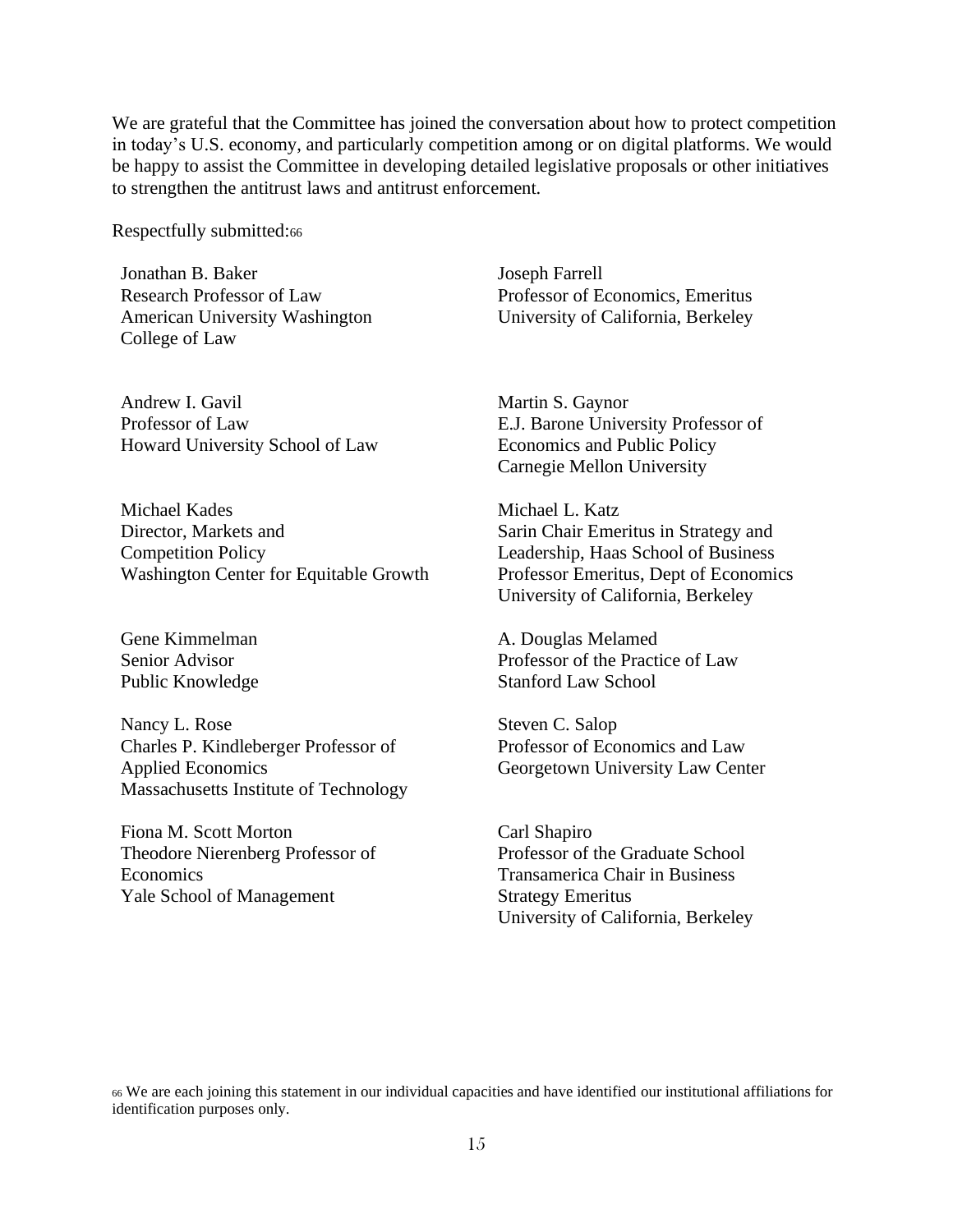We are grateful that the Committee has joined the conversation about how to protect competition in today's U.S. economy, and particularly competition among or on digital platforms. We would be happy to assist the Committee in developing detailed legislative proposals or other initiatives to strengthen the antitrust laws and antitrust enforcement.

Respectfully submitted:[66]

Jonathan B. Baker
Research Professor of Law
American University Washington College of Law

Joseph Farrell
Professor of Economics, Emeritus
University of California, Berkeley

Andrew I. Gavil
Professor of Law
Howard University School of Law

Martin S. Gaynor
E.J. Barone University Professor of Economics and Public Policy
Carnegie Mellon University

Michael Kades
Director, Markets and Competition Policy
Washington Center for Equitable Growth

Michael L. Katz
Sarin Chair Emeritus in Strategy and Leadership, Haas School of Business
Professor Emeritus, Dept of Economics
University of California, Berkeley

Gene Kimmelman
Senior Advisor
Public Knowledge

A. Douglas Melamed
Professor of the Practice of Law
Stanford Law School

Nancy L. Rose
Charles P. Kindleberger Professor of Applied Economics
Massachusetts Institute of Technology

Steven C. Salop
Professor of Economics and Law
Georgetown University Law Center

Fiona M. Scott Morton
Theodore Nierenberg Professor of Economics
Yale School of Management

Carl Shapiro
Professor of the Graduate School
Transamerica Chair in Business Strategy Emeritus
University of California, Berkeley

[66] We are each joining this statement in our individual capacities and have identified our institutional affiliations for identification purposes only.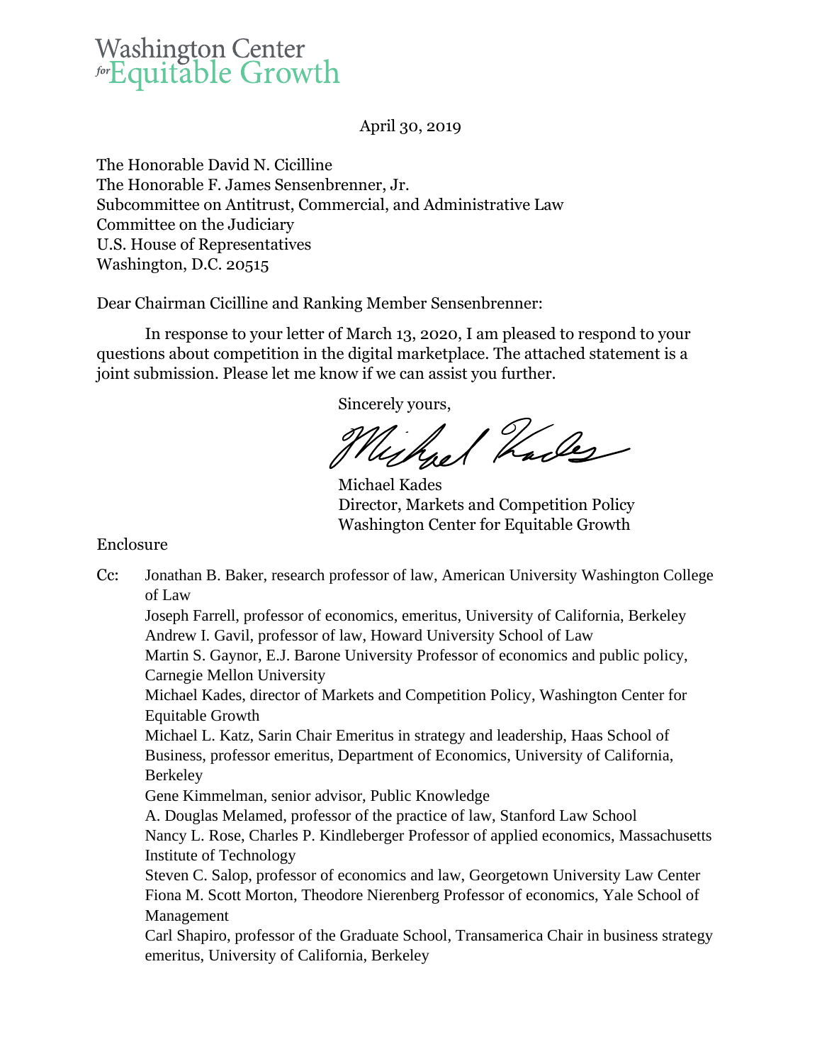Washington Center *for* Equitable Growth

April 30, 2019

The Honorable David N. Cicilline
The Honorable F. James Sensenbrenner, Jr.
Subcommittee on Antitrust, Commercial, and Administrative Law
Committee on the Judiciary
U.S. House of Representatives
Washington, D.C. 20515

Dear Chairman Cicilline and Ranking Member Sensenbrenner:

In response to your letter of March 13, 2020, I am pleased to respond to your questions about competition in the digital marketplace. The attached statement is a joint submission. Please let me know if we can assist you further.

Sincerely yours,

Michael Kades
Director, Markets and Competition Policy
Washington Center for Equitable Growth

Enclosure

Cc: Jonathan B. Baker, research professor of law, American University Washington College of Law
Joseph Farrell, professor of economics, emeritus, University of California, Berkeley
Andrew I. Gavil, professor of law, Howard University School of Law
Martin S. Gaynor, E.J. Barone University Professor of economics and public policy, Carnegie Mellon University
Michael Kades, director of Markets and Competition Policy, Washington Center for Equitable Growth
Michael L. Katz, Sarin Chair Emeritus in strategy and leadership, Haas School of Business, professor emeritus, Department of Economics, University of California, Berkeley
Gene Kimmelman, senior advisor, Public Knowledge
A. Douglas Melamed, professor of the practice of law, Stanford Law School
Nancy L. Rose, Charles P. Kindleberger Professor of applied economics, Massachusetts Institute of Technology
Steven C. Salop, professor of economics and law, Georgetown University Law Center
Fiona M. Scott Morton, Theodore Nierenberg Professor of economics, Yale School of Management
Carl Shapiro, professor of the Graduate School, Transamerica Chair in business strategy emeritus, University of California, Berkeley